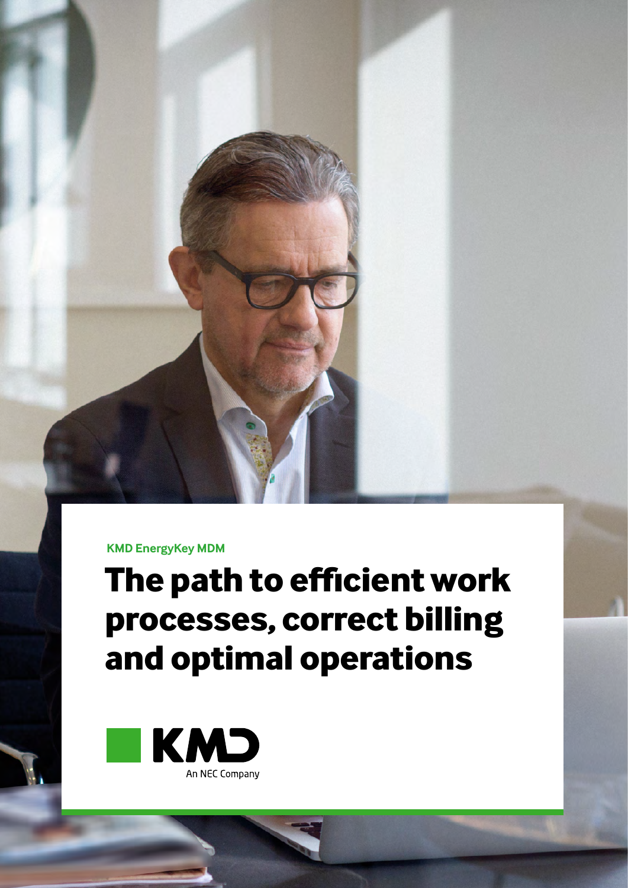KMD EnergyKey MDM

# The path to efficient work processes, correct billing and optimal operations

KMD

An NEC Company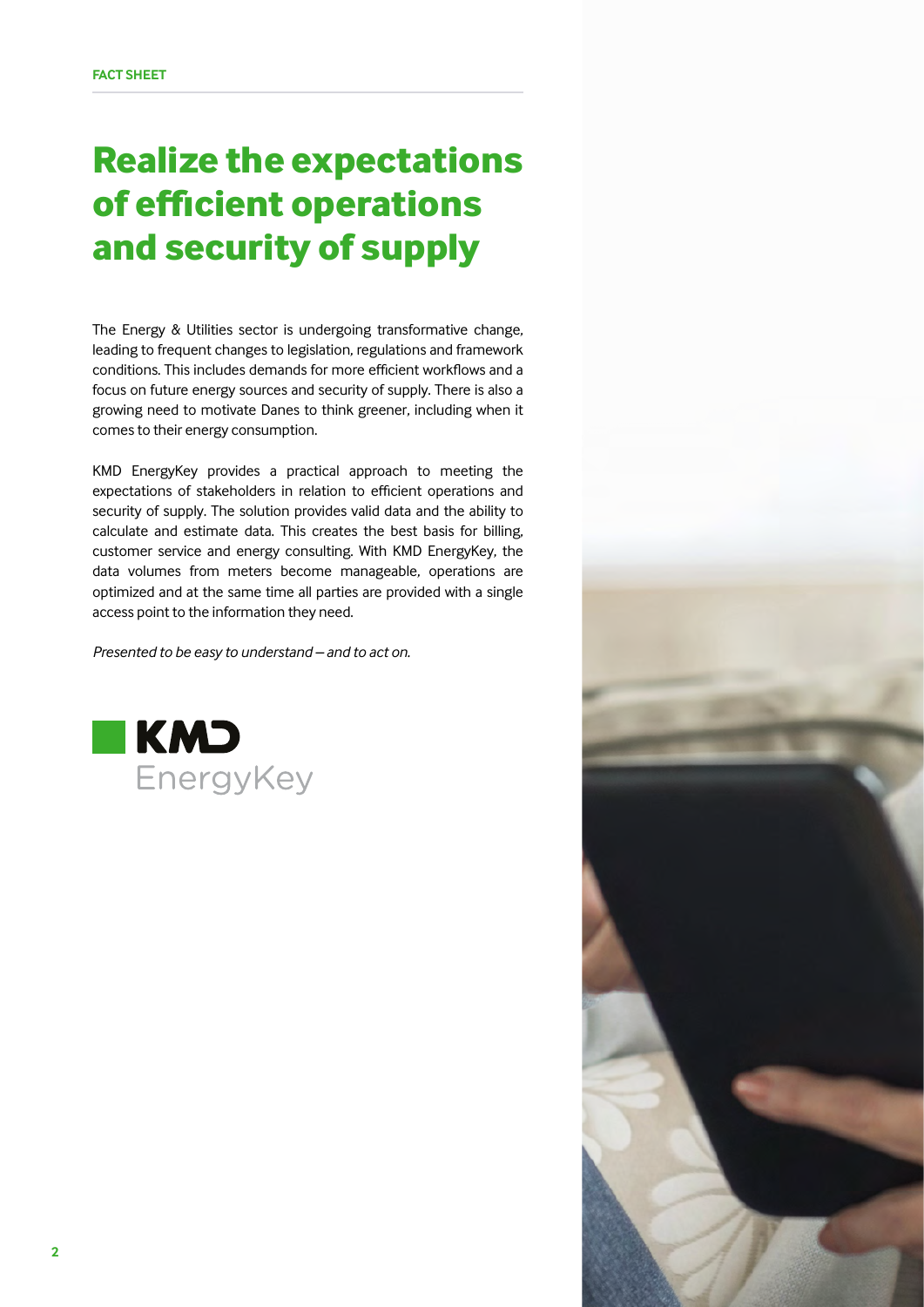**FACT SHEET**

# Realize the expectations of efficient operations and security of supply

The Energy & Utilities sector is undergoing transformative change, leading to frequent changes to legislation, regulations and framework conditions. This includes demands for more efficient workflows and a focus on future energy sources and security of supply. There is also a growing need to motivate Danes to think greener, including when it comes to their energy consumption.

KMD EnergyKey provides a practical approach to meeting the expectations of stakeholders in relation to efficient operations and security of supply. The solution provides valid data and the ability to calculate and estimate data. This creates the best basis for billing, customer service and energy consulting. With KMD EnergyKey, the data volumes from meters become manageable, operations are optimized and at the same time all parties are provided with a single access point to the information they need.

*Presented to be easy to understand – and to act on.*

KMD EnergyKey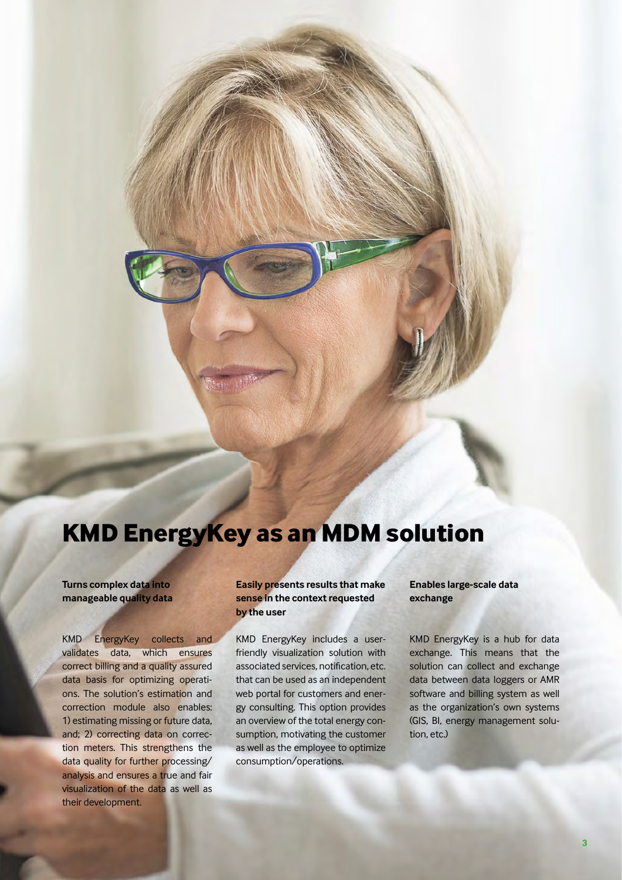# KMD EnergyKey as an MDM solution

**Turns complex data into manageable quality data**

KMD EnergyKey collects and validates data, which ensures correct billing and a quality assured data basis for optimizing operations. The solution's estimation and correction module also enables: 1) estimating missing or future data, and; 2) correcting data on correction meters. This strengthens the data quality for further processing/analysis and ensures a true and fair visualization of the data as well as their development.

**Easily presents results that make sense in the context requested by the user**

KMD EnergyKey includes a user-friendly visualization solution with associated services, notification, etc. that can be used as an independent web portal for customers and energy consulting. This option provides an overview of the total energy consumption, motivating the customer as well as the employee to optimize consumption/operations.

**Enables large-scale data exchange**

KMD EnergyKey is a hub for data exchange. This means that the solution can collect and exchange data between data loggers or AMR software and billing system as well as the organization's own systems (GIS, BI, energy management solution, etc.)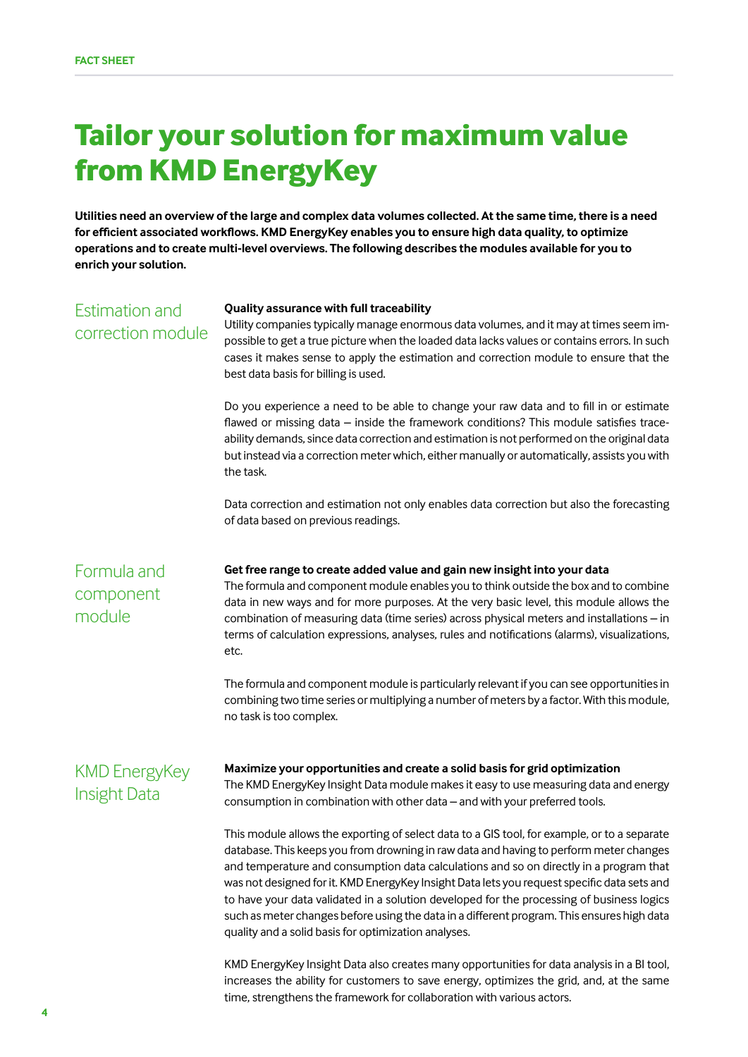# Tailor your solution for maximum value from KMD EnergyKey

**Utilities need an overview of the large and complex data volumes collected. At the same time, there is a need for efficient associated workflows. KMD EnergyKey enables you to ensure high data quality, to optimize operations and to create multi-level overviews. The following describes the modules available for you to enrich your solution.**

## Estimation and correction module

**Quality assurance with full traceability**

Utility companies typically manage enormous data volumes, and it may at times seem impossible to get a true picture when the loaded data lacks values or contains errors. In such cases it makes sense to apply the estimation and correction module to ensure that the best data basis for billing is used.

Do you experience a need to be able to change your raw data and to fill in or estimate flawed or missing data – inside the framework conditions? This module satisfies traceability demands, since data correction and estimation is not performed on the original data but instead via a correction meter which, either manually or automatically, assists you with the task.

Data correction and estimation not only enables data correction but also the forecasting of data based on previous readings.

## Formula and component module

**Get free range to create added value and gain new insight into your data**

The formula and component module enables you to think outside the box and to combine data in new ways and for more purposes. At the very basic level, this module allows the combination of measuring data (time series) across physical meters and installations – in terms of calculation expressions, analyses, rules and notifications (alarms), visualizations, etc.

The formula and component module is particularly relevant if you can see opportunities in combining two time series or multiplying a number of meters by a factor. With this module, no task is too complex.

## KMD EnergyKey Insight Data

**Maximize your opportunities and create a solid basis for grid optimization**

The KMD EnergyKey Insight Data module makes it easy to use measuring data and energy consumption in combination with other data – and with your preferred tools.

This module allows the exporting of select data to a GIS tool, for example, or to a separate database. This keeps you from drowning in raw data and having to perform meter changes and temperature and consumption data calculations and so on directly in a program that was not designed for it. KMD EnergyKey Insight Data lets you request specific data sets and to have your data validated in a solution developed for the processing of business logics such as meter changes before using the data in a different program. This ensures high data quality and a solid basis for optimization analyses.

KMD EnergyKey Insight Data also creates many opportunities for data analysis in a BI tool, increases the ability for customers to save energy, optimizes the grid, and, at the same time, strengthens the framework for collaboration with various actors.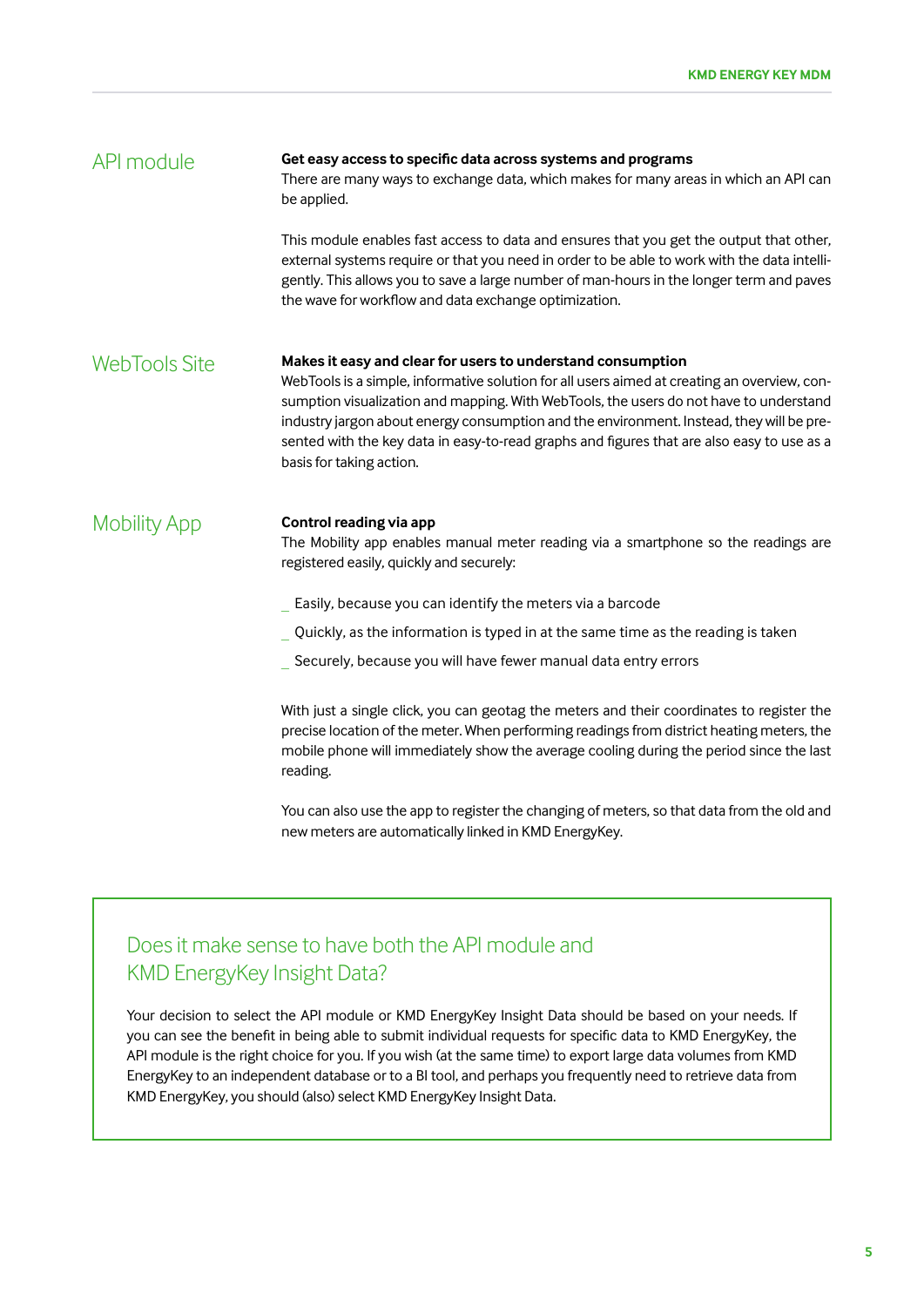## API module

**Get easy access to specific data across systems and programs**
There are many ways to exchange data, which makes for many areas in which an API can be applied.

This module enables fast access to data and ensures that you get the output that other, external systems require or that you need in order to be able to work with the data intelligently. This allows you to save a large number of man-hours in the longer term and paves the wave for workflow and data exchange optimization.

## WebTools Site

**Makes it easy and clear for users to understand consumption**
WebTools is a simple, informative solution for all users aimed at creating an overview, consumption visualization and mapping. With WebTools, the users do not have to understand industry jargon about energy consumption and the environment. Instead, they will be presented with the key data in easy-to-read graphs and figures that are also easy to use as a basis for taking action.

## Mobility App

**Control reading via app**
The Mobility app enables manual meter reading via a smartphone so the readings are registered easily, quickly and securely:

- Easily, because you can identify the meters via a barcode
- Quickly, as the information is typed in at the same time as the reading is taken
- Securely, because you will have fewer manual data entry errors

With just a single click, you can geotag the meters and their coordinates to register the precise location of the meter. When performing readings from district heating meters, the mobile phone will immediately show the average cooling during the period since the last reading.

You can also use the app to register the changing of meters, so that data from the old and new meters are automatically linked in KMD EnergyKey.

### Does it make sense to have both the API module and KMD EnergyKey Insight Data?

Your decision to select the API module or KMD EnergyKey Insight Data should be based on your needs. If you can see the benefit in being able to submit individual requests for specific data to KMD EnergyKey, the API module is the right choice for you. If you wish (at the same time) to export large data volumes from KMD EnergyKey to an independent database or to a BI tool, and perhaps you frequently need to retrieve data from KMD EnergyKey, you should (also) select KMD EnergyKey Insight Data.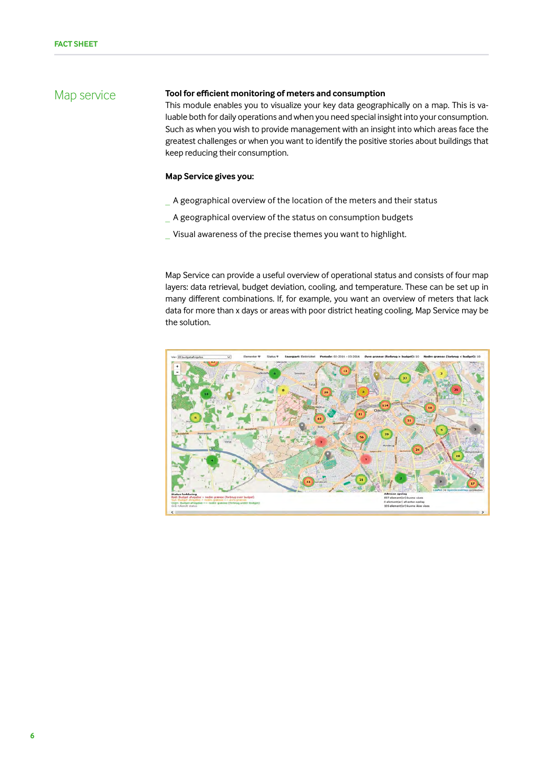# Map service

**Tool for efficient monitoring of meters and consumption**

This module enables you to visualize your key data geographically on a map. This is valuable both for daily operations and when you need special insight into your consumption. Such as when you wish to provide management with an insight into which areas face the greatest challenges or when you want to identify the positive stories about buildings that keep reducing their consumption.

**Map Service gives you:**

- A geographical overview of the location of the meters and their status
- A geographical overview of the status on consumption budgets
- Visual awareness of the precise themes you want to highlight.

Map Service can provide a useful overview of operational status and consists of four map layers: data retrieval, budget deviation, cooling, and temperature. These can be set up in many different combinations. If, for example, you want an overview of meters that lack data for more than x days or areas with poor district heating cooling, Map Service may be the solution.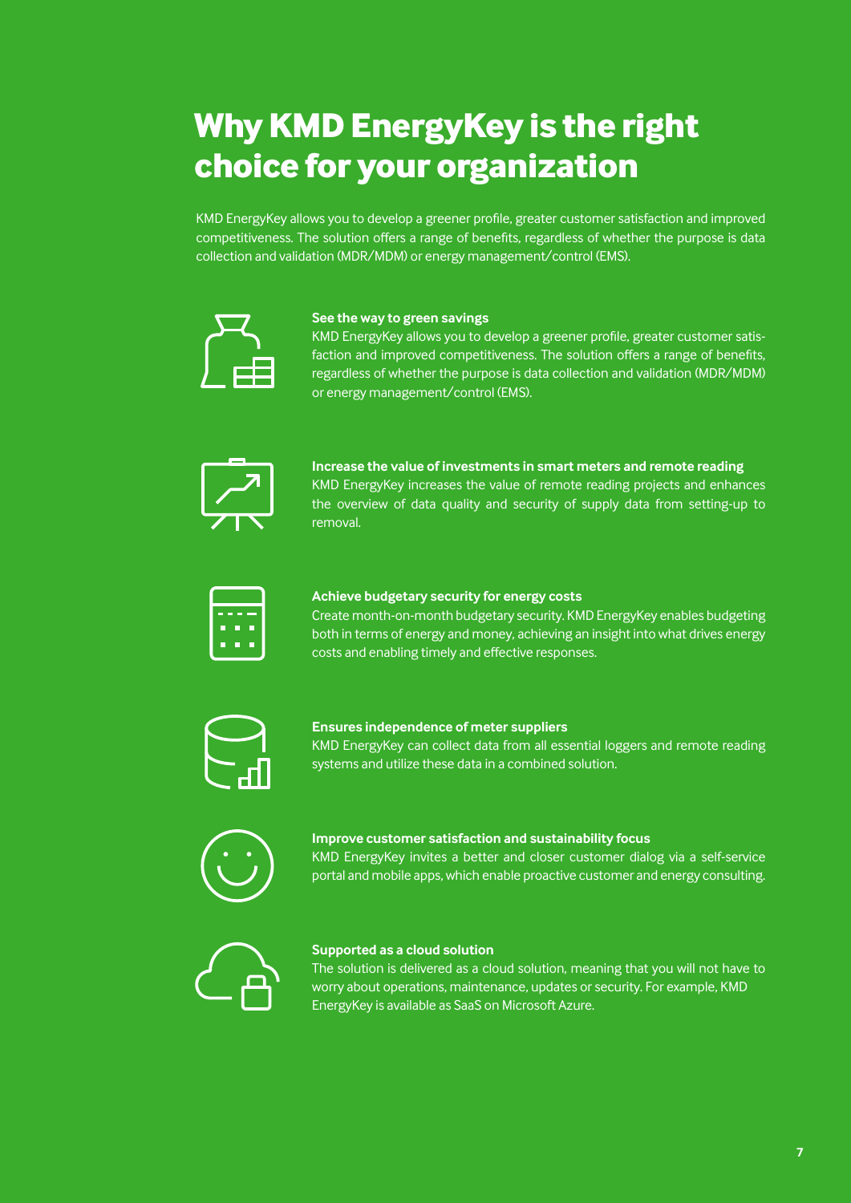# Why KMD EnergyKey is the right choice for your organization

KMD EnergyKey allows you to develop a greener profile, greater customer satisfaction and improved competitiveness. The solution offers a range of benefits, regardless of whether the purpose is data collection and validation (MDR/MDM) or energy management/control (EMS).

**See the way to green savings**
KMD EnergyKey allows you to develop a greener profile, greater customer satisfaction and improved competitiveness. The solution offers a range of benefits, regardless of whether the purpose is data collection and validation (MDR/MDM) or energy management/control (EMS).

**Increase the value of investments in smart meters and remote reading**
KMD EnergyKey increases the value of remote reading projects and enhances the overview of data quality and security of supply data from setting-up to removal.

**Achieve budgetary security for energy costs**
Create month-on-month budgetary security. KMD EnergyKey enables budgeting both in terms of energy and money, achieving an insight into what drives energy costs and enabling timely and effective responses.

**Ensures independence of meter suppliers**
KMD EnergyKey can collect data from all essential loggers and remote reading systems and utilize these data in a combined solution.

**Improve customer satisfaction and sustainability focus**
KMD EnergyKey invites a better and closer customer dialog via a self-service portal and mobile apps, which enable proactive customer and energy consulting.

**Supported as a cloud solution**
The solution is delivered as a cloud solution, meaning that you will not have to worry about operations, maintenance, updates or security. For example, KMD EnergyKey is available as SaaS on Microsoft Azure.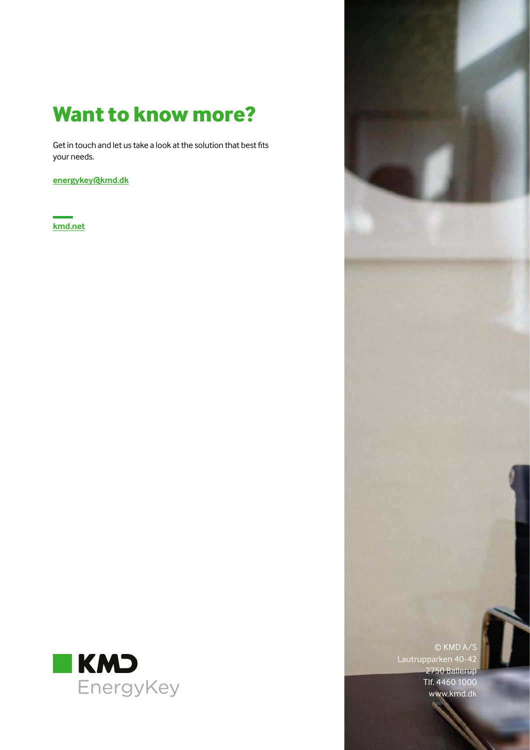# Want to know more?

Get in touch and let us take a look at the solution that best fits your needs.

energykey@kmd.dk

kmd.net

KMD
EnergyKey

© KMD A/S
Lautrupparken 40-42
2750 Ballerup
Tlf. 4460 1000
www.kmd.dk